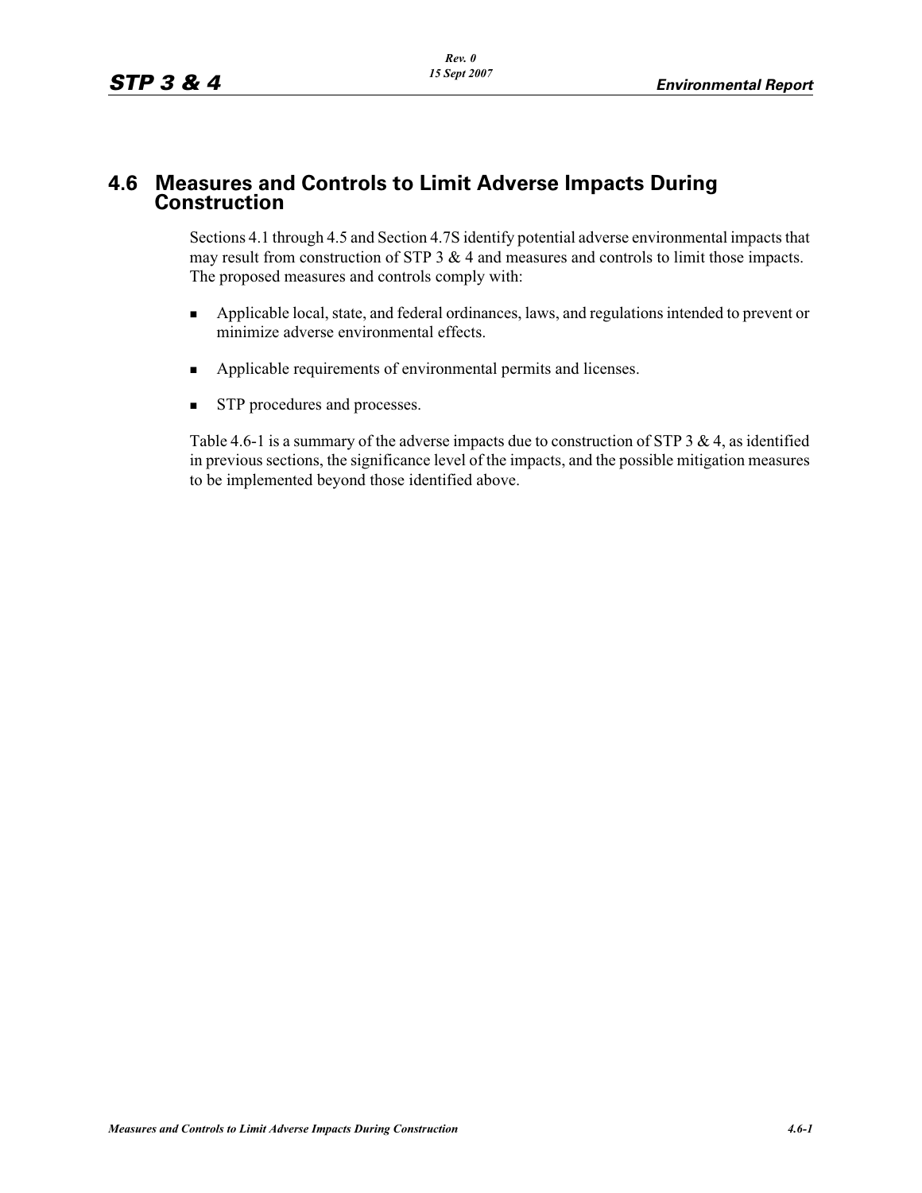# 4.6 Measures and Controls to Limit Adverse Impacts During Construction

Sections 4.1 through 4.5 and Section 4.7S identify potential adverse environmental impacts that may result from construction of STP 3 & 4 and measures and controls to limit those impacts. The proposed measures and controls comply with:

- Applicable local, state, and federal ordinances, laws, and regulations intended to prevent or minimize adverse environmental effects.
- Applicable requirements of environmental permits and licenses.
- STP procedures and processes.

Table 4.6-1 is a summary of the adverse impacts due to construction of STP 3 & 4, as identified in previous sections, the significance level of the impacts, and the possible mitigation measures to be implemented beyond those identified above.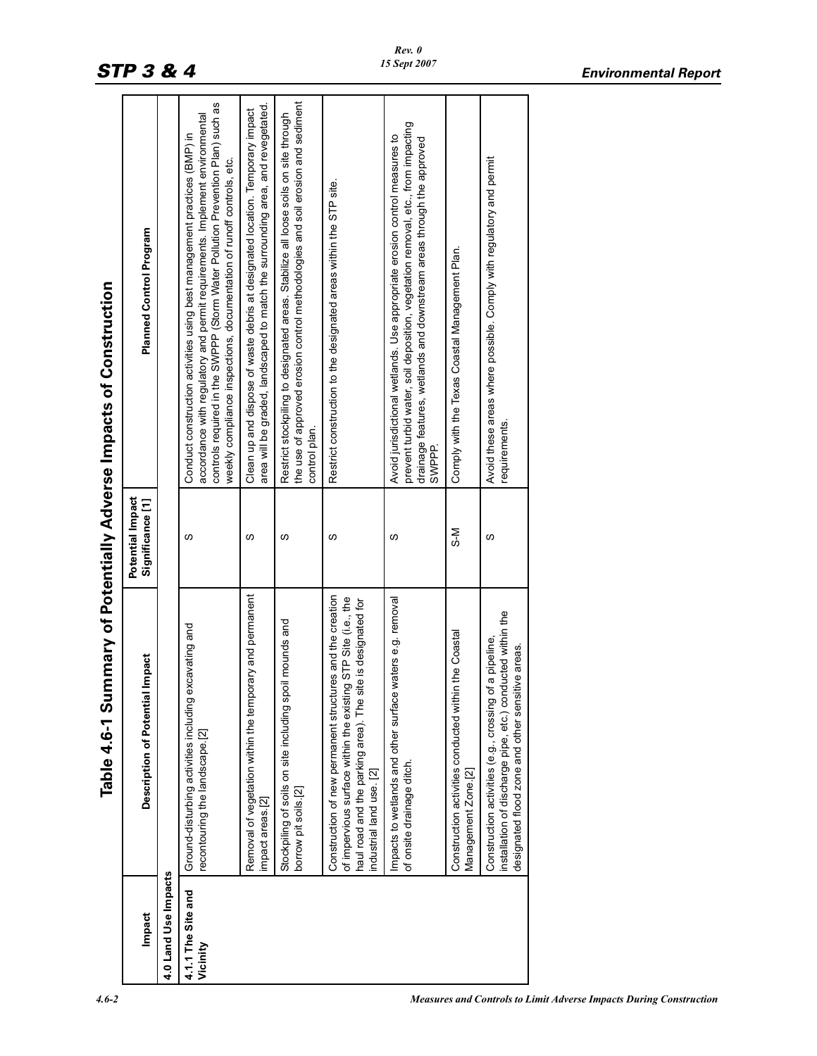# Table 4.6-1 Summary of Potentially Adverse Impacts of Construction

| Impact | Description of Potential Impact | Potential Impact Significance [1] | Planned Control Program |
|---|---|---|---|
| **4.0 Land Use Impacts** | | | |
| **4.1.1 The Site and Vicinity** | Ground-disturbing activities including excavating and recontouring the landscape.[2] | S | Conduct construction activities using best management practices (BMP) in accordance with regulatory and permit requirements. Implement environmental controls required in the SWPPP (Storm Water Pollution Prevention Plan) such as weekly compliance inspections, documentation of runoff controls, etc. |
| | Removal of vegetation within the temporary and permanent impact areas.[2] | S | Clean up and dispose of waste debris at designated location. Temporary impact area will be graded, landscaped to match the surrounding area, and revegetated. |
| | Stockpiling of soils on site including spoil mounds and borrow pit soils.[2] | S | Restrict stockpiling to designated areas. Stabilize all loose soils on site through the use of approved erosion control methodologies and soil erosion and sediment control plan. |
| | Construction of new permanent structures and the creation of impervious surface within the existing STP Site (i.e., the haul road and the parking area). The site is designated for industrial land use. [2] | S | Restrict construction to the designated areas within the STP site. |
| | Impacts to wetlands and other surface waters e.g. removal of onsite drainage ditch. | S | Avoid jurisdictional wetlands. Use appropriate erosion control measures to prevent turbid water, soil deposition, vegetation removal, etc., from impacting drainage features, wetlands and downstream areas through the approved SWPPP. |
| | Construction activities conducted within the Coastal Management Zone.[2] | S-M | Comply with the Texas Coastal Management Plan. |
| | Construction activities (e.g., crossing of a pipeline, installation of discharge pipe, etc.) conducted within the designated flood zone and other sensitive areas. | S | Avoid these areas where possible. Comply with regulatory and permit requirements. |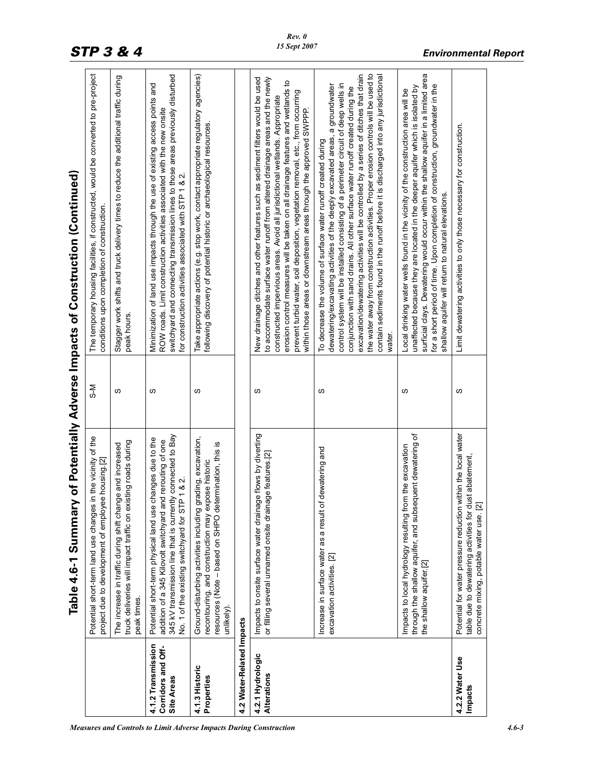# Table 4.6-1 Summary of Potentially Adverse Impacts of Construction (Continued)

| | | | |
|---|---|---|---|
| | Potential short-term land use changes in the vicinity of the project due to development of employee housing.[2] | S-M | The temporary housing facilities, if constructed, would be converted to pre-project conditions upon completion of construction. |
| | The increase in traffic during shift change and increased truck deliveries will impact traffic on existing roads during peak times. | S | Stagger work shifts and truck delivery times to reduce the additional traffic during peak hours. |
| **4.1.2 Transmission Corridors and Off-Site Areas** | Potential short-term physical land use changes due to the addition of a 345 Kilovolt switchyard and rerouting of one 345 kV transmission line that is currently connected to Bay No. 1 of the existing switchyard for STP 1 & 2. | S | Minimization of land use impacts through the use of existing access points and ROW roads. Limit construction activities associated with the new onsite switchyard and connecting transmission lines to those areas previously disturbed for construction activities associated with STP 1 & 2. |
| **4.1.3 Historic Properties** | Ground-disturbing activities including grading, excavation, recontouring, and construction may expose historic resources (Note – based on SHPO determination, this is unlikely). | S | Take appropriate actions (e.g. stop work, contact appropriate regulatory agencies) following discovery of potential historic or archaeological resources. |
| **4.2 Water-Related Impacts** | | | |
| **4.2.1 Hydrologic Alterations** | Impacts to onsite surface water drainage flows by diverting or filling several unnamed onsite drainage features.[2] | S | New drainage ditches and other features such as sediment filters would be used to accommodate surface water runoff from altered drainage areas and the newly constructed impervious areas. Avoid all jurisdictional wetlands. Appropriate erosion control measures will be taken on all drainage features and wetlands to prevent turbid water, soil deposition, vegetation removal, etc., from occurring within those areas or downstream areas through the approved SWPPP. |
| | Increase in surface water as a result of dewatering and excavation activities. [2] | S | To decrease the volume of surface water runoff created during dewatering/excavating activities of the deeply excavated areas, a groundwater control system will be installed consisting of a perimeter circuit of deep wells in conjunction with sand drains. All other surface water runoff created during the excavation/dewatering activities will be controlled by a series of ditches that drain the water away from construction activities. Proper erosion controls will be used to contain sediments found in the runoff before it is discharged into any jurisdictional water. |
| | Impacts to local hydrology resulting from the excavation through the shallow aquifer, and subsequent dewatering of the shallow aquifer.[2] | S | Local drinking water wells found in the vicinity of the construction area will be unaffected because they are located in the deeper aquifer which is isolated by surficial clays. Dewatering would occur within the shallow aquifer in a limited area for a short period of time. Upon completion of construction, groundwater in the shallow aquifer will return to natural elevations. |
| **4.2.2 Water Use Impacts** | Potential for water pressure reduction within the local water table due to dewatering activities for dust abatement, concrete mixing, potable water use. [2] | S | Limit dewatering activities to only those necessary for construction. |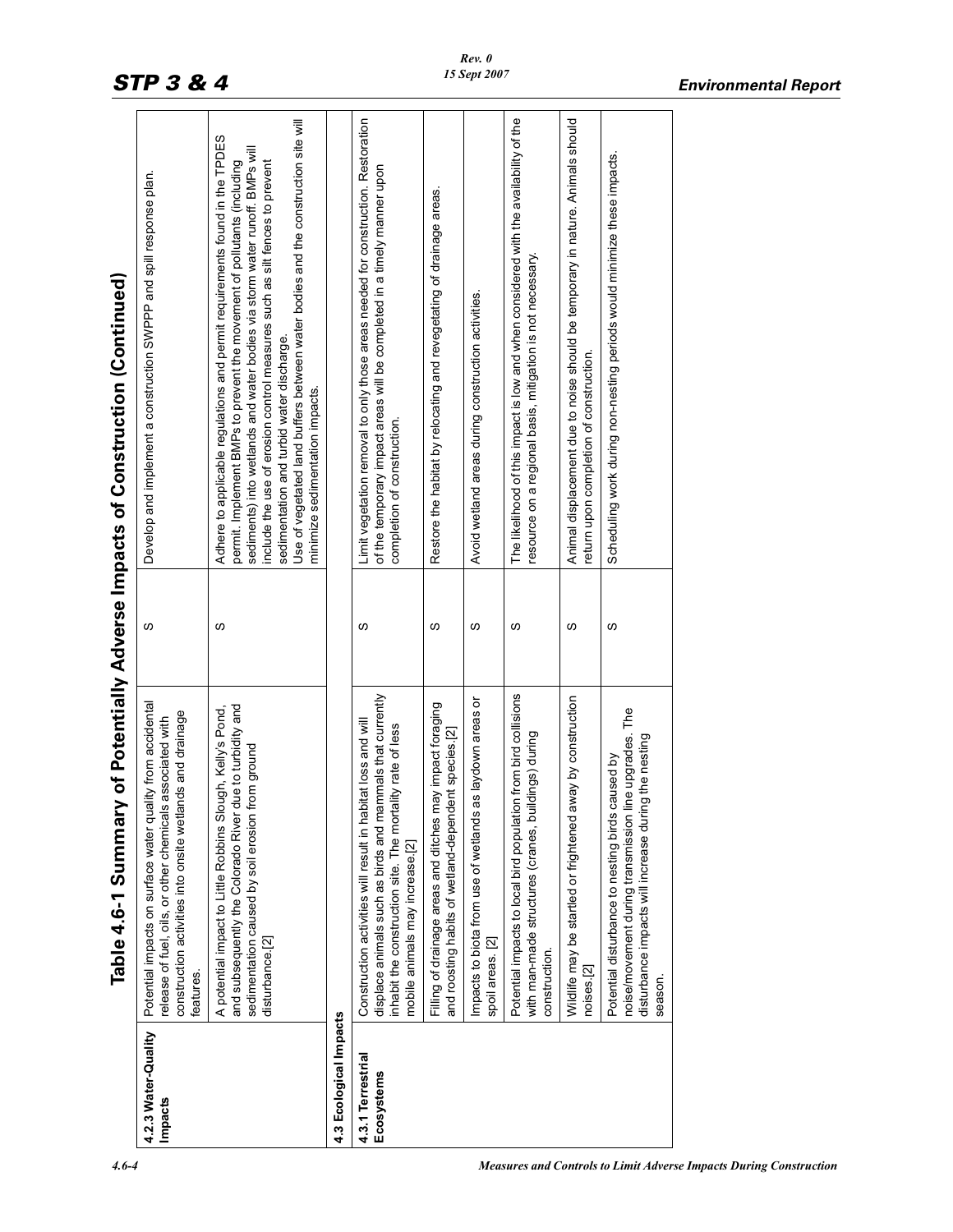## Table 4.6-1 Summary of Potentially Adverse Impacts of Construction (Continued)

| | | | |
|---|---|---|---|
| **4.2.3 Water-Quality Impacts** | Potential impacts on surface water quality from accidental release of fuel, oils, or other chemicals associated with construction activities into onsite wetlands and drainage features. | S | Develop and implement a construction SWPPP and spill response plan. |
| | A potential impact to Little Robbins Slough, Kelly's Pond, and subsequently the Colorado River due to turbidity and sedimentation caused by soil erosion from ground disturbance.[2] | S | Adhere to applicable regulations and permit requirements found in the TPDES permit. Implement BMPs to prevent the movement of pollutants (including sediments) into wetlands and water bodies via storm water runoff. BMPs will include the use of erosion control measures such as silt fences to prevent sedimentation and turbid water discharge.<br>Use of vegetated land buffers between water bodies and the construction site will minimize sedimentation impacts. |
| **4.3 Ecological Impacts** | | | |
| **4.3.1 Terrestrial Ecosystems** | Construction activities will result in habitat loss and will displace animals such as birds and mammals that currently inhabit the construction site. The mortality rate of less mobile animals may increase.[2] | S | Limit vegetation removal to only those areas needed for construction. Restoration of the temporary impact areas will be completed in a timely manner upon completion of construction. |
| | Filling of drainage areas and ditches may impact foraging and roosting habits of wetland-dependent species.[2] | S | Restore the habitat by relocating and revegetating of drainage areas. |
| | Impacts to biota from use of wetlands as laydown areas or spoil areas. [2] | S | Avoid wetland areas during construction activities. |
| | Potential impacts to local bird population from bird collisions with man-made structures (cranes, buildings) during construction. | S | The likelihood of this impact is low and when considered with the availability of the resource on a regional basis, mitigation is not necessary. |
| | Wildlife may be startled or frightened away by construction noises.[2] | S | Animal displacement due to noise should be temporary in nature. Animals should return upon completion of construction. |
| | Potential disturbance to nesting birds caused by noise/movement during transmission line upgrades. The disturbance impacts will increase during the nesting season. | S | Scheduling work during non-nesting periods would minimize these impacts. |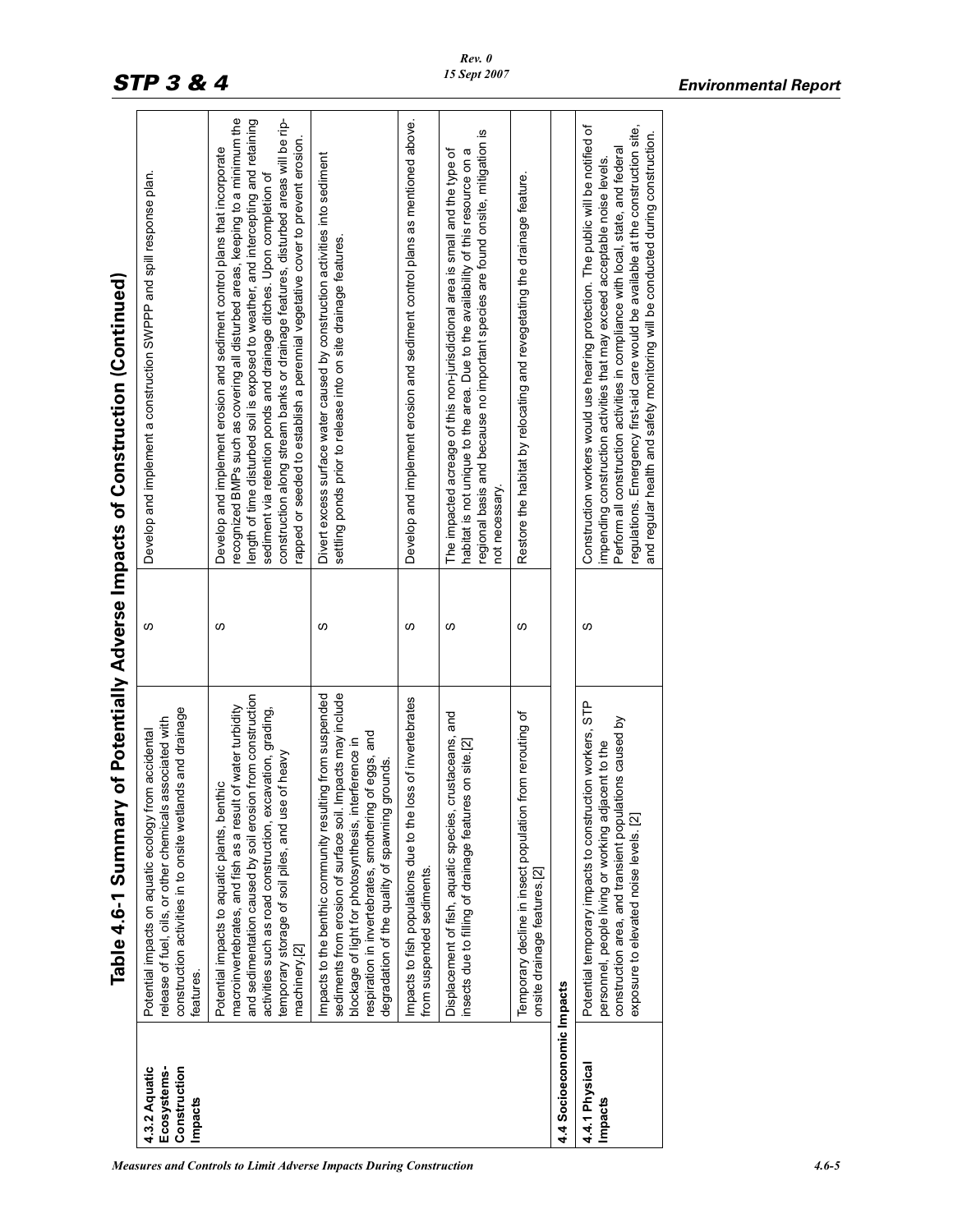# Table 4.6-1 Summary of Potentially Adverse Impacts of Construction (Continued)

| | | | |
|---|---|---|---|
| **4.3.2 Aquatic Ecosystems-Construction Impacts** | Potential impacts on aquatic ecology from accidental release of fuel, oils, or other chemicals associated with construction activities in to onsite wetlands and drainage features. | S | Develop and implement a construction SWPPP and spill response plan. |
| | Potential impacts to aquatic plants, benthic macroinvertebrates, and fish as a result of water turbidity and sedimentation caused by soil erosion from construction activities such as road construction, excavation, grading, temporary storage of soil piles, and use of heavy machinery.[2] | S | Develop and implement erosion and sediment control plans that incorporate recognized BMPs such as covering all disturbed areas, keeping to a minimum the length of time disturbed soil is exposed to weather, and intercepting and retaining sediment via retention ponds and drainage ditches. Upon completion of construction along stream banks or drainage features, disturbed areas will be rip-rapped or seeded to establish a perennial vegetative cover to prevent erosion. |
| | Impacts to the benthic community resulting from suspended sediments from erosion of surface soil. Impacts may include blockage of light for photosynthesis, interference in respiration in invertebrates, smothering of eggs, and degradation of the quality of spawning grounds. | S | Divert excess surface water caused by construction activities into sediment settling ponds prior to release into on site drainage features. |
| | Impacts to fish populations due to the loss of invertebrates from suspended sediments. | S | Develop and implement erosion and sediment control plans as mentioned above. |
| | Displacement of fish, aquatic species, crustaceans, and insects due to filling of drainage features on site.[2] | S | The impacted acreage of this non-jurisdictional area is small and the type of habitat is not unique to the area. Due to the availability of this resource on a regional basis and because no important species are found onsite, mitigation is not necessary. |
| | Temporary decline in insect population from rerouting of onsite drainage features.[2] | S | Restore the habitat by relocating and revegetating the drainage feature. |
| **4.4 Socioeconomic Impacts** | | | |
| **4.4.1 Physical Impacts** | Potential temporary impacts to construction workers, STP personnel, people living or working adjacent to the construction area, and transient populations caused by exposure to elevated noise levels. [2] | S | Construction workers would use hearing protection. The public will be notified of impending construction activities that may exceed acceptable noise levels. Perform all construction activities in compliance with local, state, and federal regulations. Emergency first-aid care would be available at the construction site, and regular health and safety monitoring will be conducted during construction. |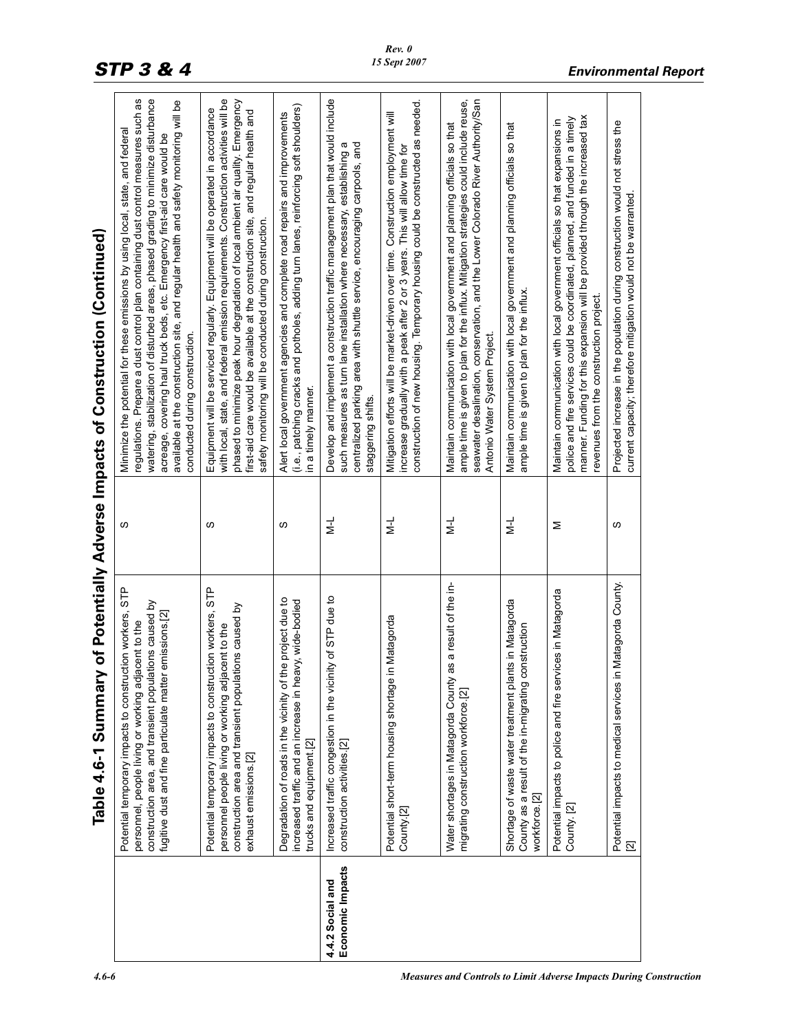## Table 4.6-1 Summary of Potentially Adverse Impacts of Construction (Continued)

| | | | |
|---|---|---|---|
| | Potential temporary impacts to construction workers, STP personnel, people living or working adjacent to the construction area, and transient populations caused by fugitive dust and fine particulate matter emissions.[2] | S | Minimize the potential for these emissions by using local, state, and federal regulations. Prepare a dust control plan containing dust control measures such as watering, stabilization of disturbed areas, phased grading to minimize disturbance acreage, covering haul truck beds, etc. Emergency first-aid care would be available at the construction site, and regular health and safety monitoring will be conducted during construction. |
| | Potential temporary impacts to construction workers, STP personnel people living or working adjacent to the construction area and transient populations caused by exhaust emissions.[2] | S | Equipment will be serviced regularly. Equipment will be operated in accordance with local, state, and federal emission requirements. Construction activities will be phased to minimize peak hour degradation of local ambient air quality. Emergency first-aid care would be available at the construction site, and regular health and safety monitoring will be conducted during construction. |
| | Degradation of roads in the vicinity of the project due to increased traffic and an increase in heavy, wide-bodied trucks and equipment.[2] | S | Alert local government agencies and complete road repairs and improvements (i.e., patching cracks and potholes, adding turn lanes, reinforcing soft shoulders) in a timely manner. |
| **4.4.2 Social and Economic Impacts** | Increased traffic congestion in the vicinity of STP due to construction activities.[2] | M-L | Develop and implement a construction traffic management plan that would include such measures as turn lane installation where necessary, establishing a centralized parking area with shuttle service, encouraging carpools, and staggering shifts. |
| | Potential short-term housing shortage in Matagorda County.[2] | M-L | Mitigation efforts will be market-driven over time. Construction employment will increase gradually with a peak after 2 or 3 years. This will allow time for construction of new housing. Temporary housing could be constructed as needed. |
| | Water shortages in Matagorda County as a result of the in-migrating construction workforce.[2] | M-L | Maintain communication with local government and planning officials so that ample time is given to plan for the influx. Mitigation strategies could include reuse, seawater desalination, conservation, and the Lower Colorado River Authority/San Antonio Water System Project. |
| | Shortage of waste water treatment plants in Matagorda County as a result of the in-migrating construction workforce.[2] | M-L | Maintain communication with local government and planning officials so that ample time is given to plan for the influx. |
| | Potential impacts to police and fire services in Matagorda County. [2] | M | Maintain communication with local government officials so that expansions in police and fire services could be coordinated, planned, and funded in a timely manner. Funding for this expansion will be provided through the increased tax revenues from the construction project. |
| | Potential impacts to medical services in Matagorda County. [2] | S | Projected increase in the population during construction would not stress the current capacity; therefore mitigation would not be warranted. |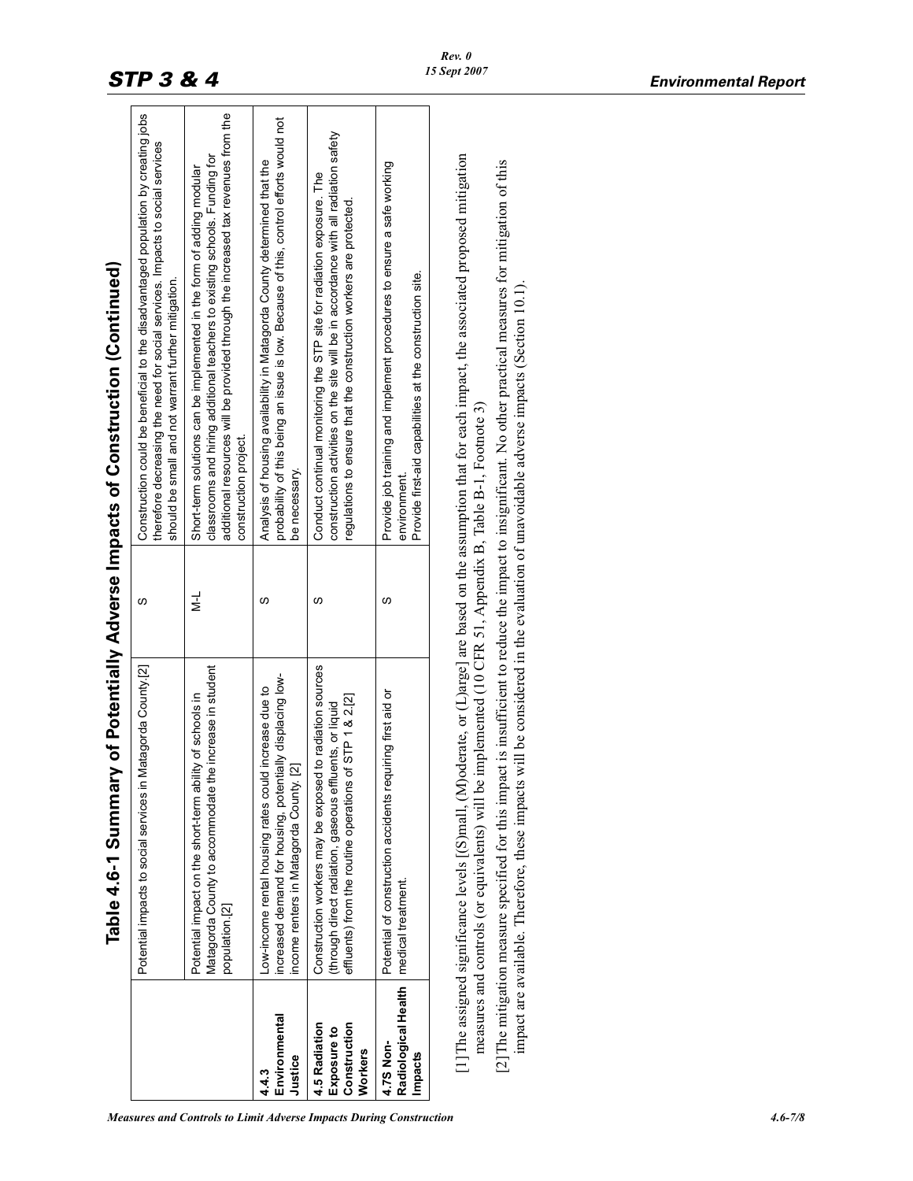## Table 4.6-1 Summary of Potentially Adverse Impacts of Construction (Continued)

| | | | |
|---|---|---|---|
| | Potential impacts to social services in Matagorda County.[2] | S | Construction could be beneficial to the disadvantaged population by creating jobs therefore decreasing the need for social services. Impacts to social services should be small and not warrant further mitigation. |
| | Potential impact on the short-term ability of schools in Matagorda County to accommodate the increase in student population.[2] | M-L | Short-term solutions can be implemented in the form of adding modular classrooms and hiring additional teachers to existing schools. Funding for additional resources will be provided through the increased tax revenues from the construction project. |
| **4.4.3 Environmental Justice** | Low-income rental housing rates could increase due to increased demand for housing, potentially displacing low-income renters in Matagorda County. [2] | S | Analysis of housing availability in Matagorda County determined that the probability of this being an issue is low. Because of this, control efforts would not be necessary. |
| **4.5 Radiation Exposure to Construction Workers** | Construction workers may be exposed to radiation sources (through direct radiation, gaseous effluents, or liquid effluents) from the routine operations of STP 1 & 2.[2] | S | Conduct continual monitoring the STP site for radiation exposure. The construction activities on the site will be in accordance with all radiation safety regulations to ensure that the construction workers are protected. |
| **4.7S Non-Radiological Health Impacts** | Potential of construction accidents requiring first aid or medical treatment. | S | Provide job training and implement procedures to ensure a safe working environment.<br>Provide first-aid capabilities at the construction site. |

[1] The assigned significance levels [(S)mall, (M)oderate, or (L)arge] are based on the assumption that for each impact, the associated proposed mitigation measures and controls (or equivalents) will be implemented (10 CFR 51, Appendix B, Table B-1, Footnote 3)

[2] The mitigation measure specified for this impact is insufficient to reduce the impact to insignificant. No other practical measures for mitigation of this impact are available. Therefore, these impacts will be considered in the evaluation of unavoidable adverse impacts (Section 10.1).